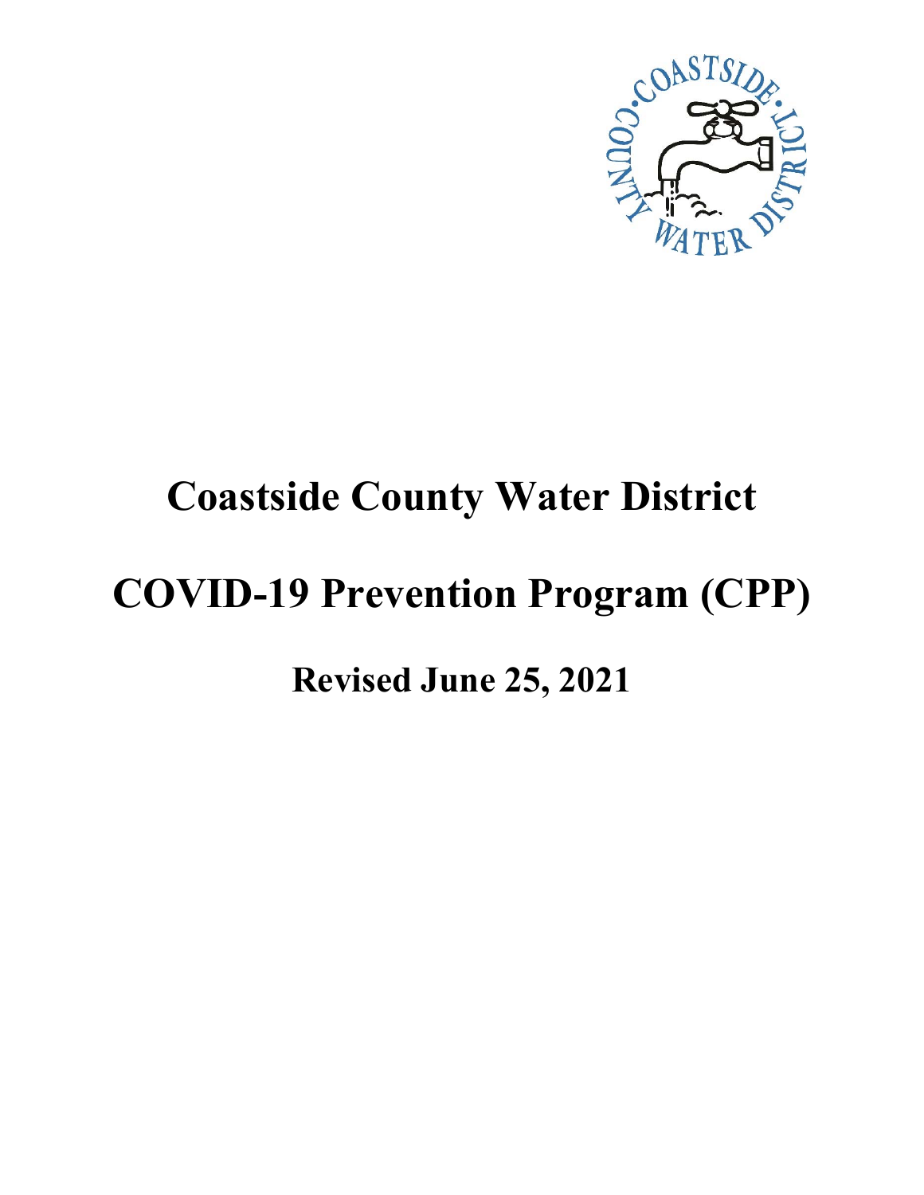# Coastside County Water District

# COVID-19 Prevention Program (CPP)

## Revised June 25, 2021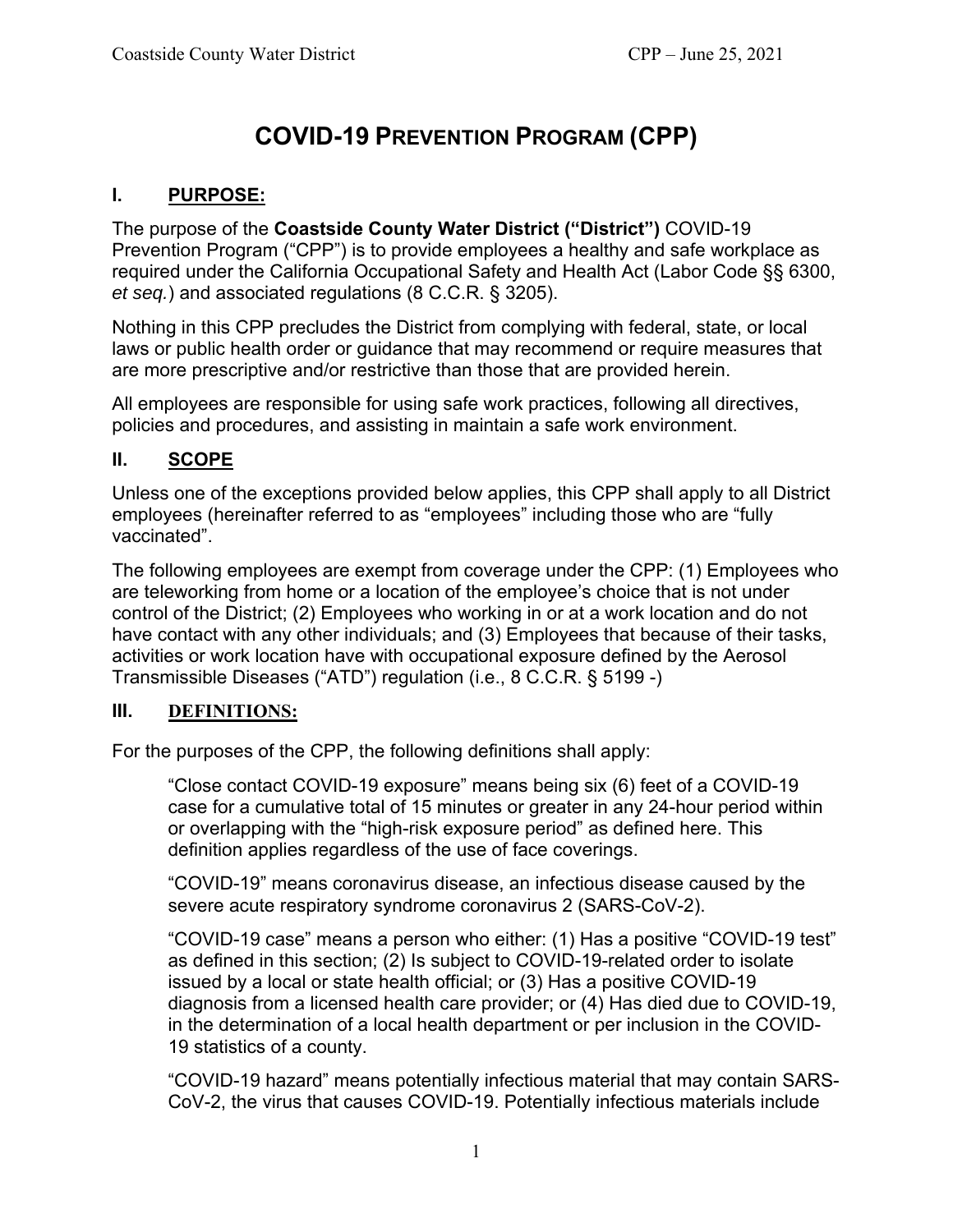# COVID-19 PREVENTION PROGRAM (CPP)

## I. PURPOSE:

The purpose of the **Coastside County Water District ("District")** COVID-19 Prevention Program ("CPP") is to provide employees a healthy and safe workplace as required under the California Occupational Safety and Health Act (Labor Code §§ 6300, *et seq.*) and associated regulations (8 C.C.R. § 3205).

Nothing in this CPP precludes the District from complying with federal, state, or local laws or public health order or guidance that may recommend or require measures that are more prescriptive and/or restrictive than those that are provided herein.

All employees are responsible for using safe work practices, following all directives, policies and procedures, and assisting in maintain a safe work environment.

## II. SCOPE

Unless one of the exceptions provided below applies, this CPP shall apply to all District employees (hereinafter referred to as "employees" including those who are "fully vaccinated".

The following employees are exempt from coverage under the CPP: (1) Employees who are teleworking from home or a location of the employee's choice that is not under control of the District; (2) Employees who working in or at a work location and do not have contact with any other individuals; and (3) Employees that because of their tasks, activities or work location have with occupational exposure defined by the Aerosol Transmissible Diseases ("ATD") regulation (i.e., 8 C.C.R. § 5199 -)

## III. DEFINITIONS:

For the purposes of the CPP, the following definitions shall apply:

"Close contact COVID-19 exposure" means being six (6) feet of a COVID-19 case for a cumulative total of 15 minutes or greater in any 24-hour period within or overlapping with the "high-risk exposure period" as defined here. This definition applies regardless of the use of face coverings.

"COVID-19" means coronavirus disease, an infectious disease caused by the severe acute respiratory syndrome coronavirus 2 (SARS-CoV-2).

"COVID-19 case" means a person who either: (1) Has a positive "COVID-19 test" as defined in this section; (2) Is subject to COVID-19-related order to isolate issued by a local or state health official; or (3) Has a positive COVID-19 diagnosis from a licensed health care provider; or (4) Has died due to COVID-19, in the determination of a local health department or per inclusion in the COVID-19 statistics of a county.

"COVID-19 hazard" means potentially infectious material that may contain SARS-CoV-2, the virus that causes COVID-19. Potentially infectious materials include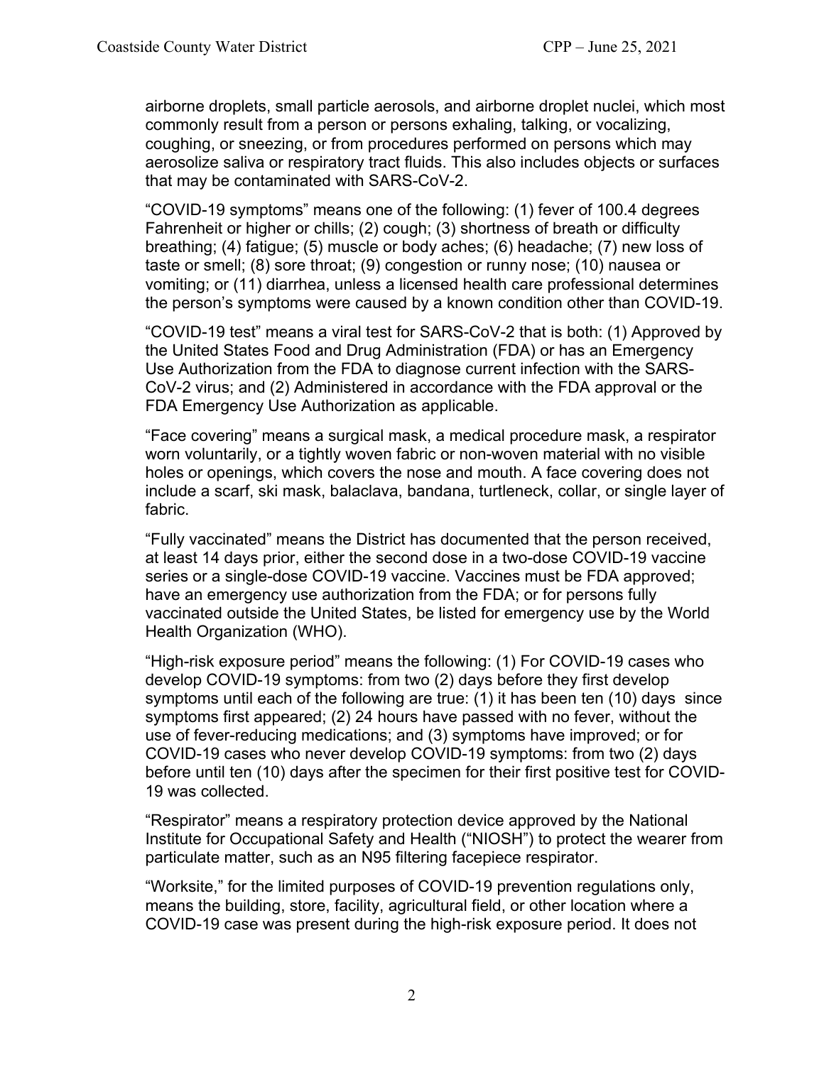airborne droplets, small particle aerosols, and airborne droplet nuclei, which most commonly result from a person or persons exhaling, talking, or vocalizing, coughing, or sneezing, or from procedures performed on persons which may aerosolize saliva or respiratory tract fluids. This also includes objects or surfaces that may be contaminated with SARS-CoV-2.

"COVID-19 symptoms" means one of the following: (1) fever of 100.4 degrees Fahrenheit or higher or chills; (2) cough; (3) shortness of breath or difficulty breathing; (4) fatigue; (5) muscle or body aches; (6) headache; (7) new loss of taste or smell; (8) sore throat; (9) congestion or runny nose; (10) nausea or vomiting; or (11) diarrhea, unless a licensed health care professional determines the person's symptoms were caused by a known condition other than COVID-19.

"COVID-19 test" means a viral test for SARS-CoV-2 that is both: (1) Approved by the United States Food and Drug Administration (FDA) or has an Emergency Use Authorization from the FDA to diagnose current infection with the SARS-CoV-2 virus; and (2) Administered in accordance with the FDA approval or the FDA Emergency Use Authorization as applicable.

"Face covering" means a surgical mask, a medical procedure mask, a respirator worn voluntarily, or a tightly woven fabric or non-woven material with no visible holes or openings, which covers the nose and mouth. A face covering does not include a scarf, ski mask, balaclava, bandana, turtleneck, collar, or single layer of fabric.

"Fully vaccinated" means the District has documented that the person received, at least 14 days prior, either the second dose in a two-dose COVID-19 vaccine series or a single-dose COVID-19 vaccine. Vaccines must be FDA approved; have an emergency use authorization from the FDA; or for persons fully vaccinated outside the United States, be listed for emergency use by the World Health Organization (WHO).

"High-risk exposure period" means the following: (1) For COVID-19 cases who develop COVID-19 symptoms: from two (2) days before they first develop symptoms until each of the following are true: (1) it has been ten (10) days since symptoms first appeared; (2) 24 hours have passed with no fever, without the use of fever-reducing medications; and (3) symptoms have improved; or for COVID-19 cases who never develop COVID-19 symptoms: from two (2) days before until ten (10) days after the specimen for their first positive test for COVID-19 was collected.

"Respirator" means a respiratory protection device approved by the National Institute for Occupational Safety and Health ("NIOSH") to protect the wearer from particulate matter, such as an N95 filtering facepiece respirator.

"Worksite," for the limited purposes of COVID-19 prevention regulations only, means the building, store, facility, agricultural field, or other location where a COVID-19 case was present during the high-risk exposure period. It does not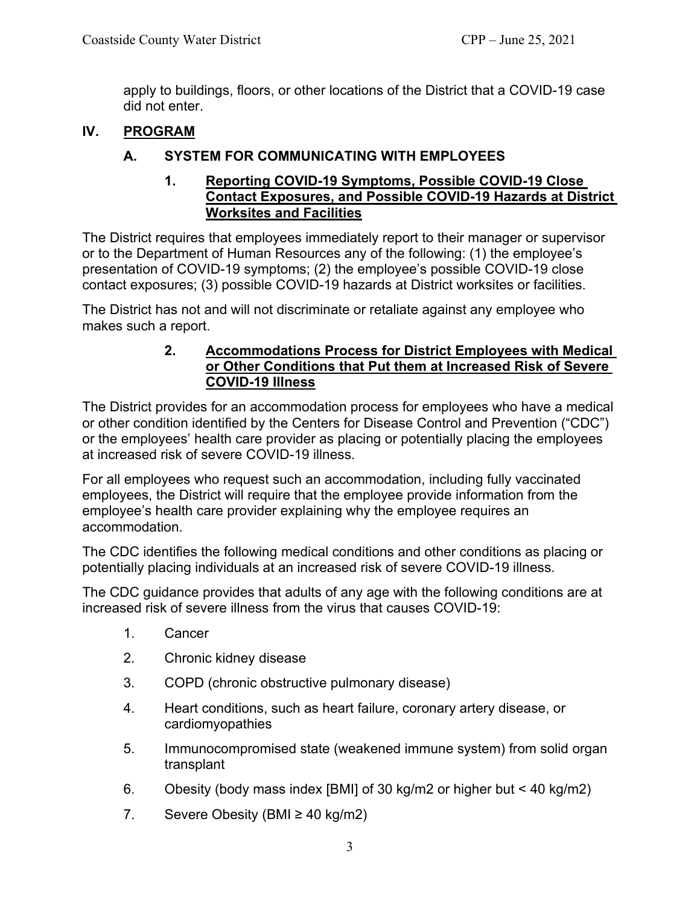apply to buildings, floors, or other locations of the District that a COVID-19 case did not enter.

## IV. PROGRAM

### A. SYSTEM FOR COMMUNICATING WITH EMPLOYEES

#### 1. Reporting COVID-19 Symptoms, Possible COVID-19 Close Contact Exposures, and Possible COVID-19 Hazards at District Worksites and Facilities

The District requires that employees immediately report to their manager or supervisor or to the Department of Human Resources any of the following: (1) the employee's presentation of COVID-19 symptoms; (2) the employee's possible COVID-19 close contact exposures; (3) possible COVID-19 hazards at District worksites or facilities.

The District has not and will not discriminate or retaliate against any employee who makes such a report.

#### 2. Accommodations Process for District Employees with Medical or Other Conditions that Put them at Increased Risk of Severe COVID-19 Illness

The District provides for an accommodation process for employees who have a medical or other condition identified by the Centers for Disease Control and Prevention ("CDC") or the employees' health care provider as placing or potentially placing the employees at increased risk of severe COVID-19 illness.

For all employees who request such an accommodation, including fully vaccinated employees, the District will require that the employee provide information from the employee's health care provider explaining why the employee requires an accommodation.

The CDC identifies the following medical conditions and other conditions as placing or potentially placing individuals at an increased risk of severe COVID-19 illness.

The CDC guidance provides that adults of any age with the following conditions are at increased risk of severe illness from the virus that causes COVID-19:

1. Cancer
2. Chronic kidney disease
3. COPD (chronic obstructive pulmonary disease)
4. Heart conditions, such as heart failure, coronary artery disease, or cardiomyopathies
5. Immunocompromised state (weakened immune system) from solid organ transplant
6. Obesity (body mass index [BMI] of 30 kg/m2 or higher but < 40 kg/m2)
7. Severe Obesity (BMI ≥ 40 kg/m2)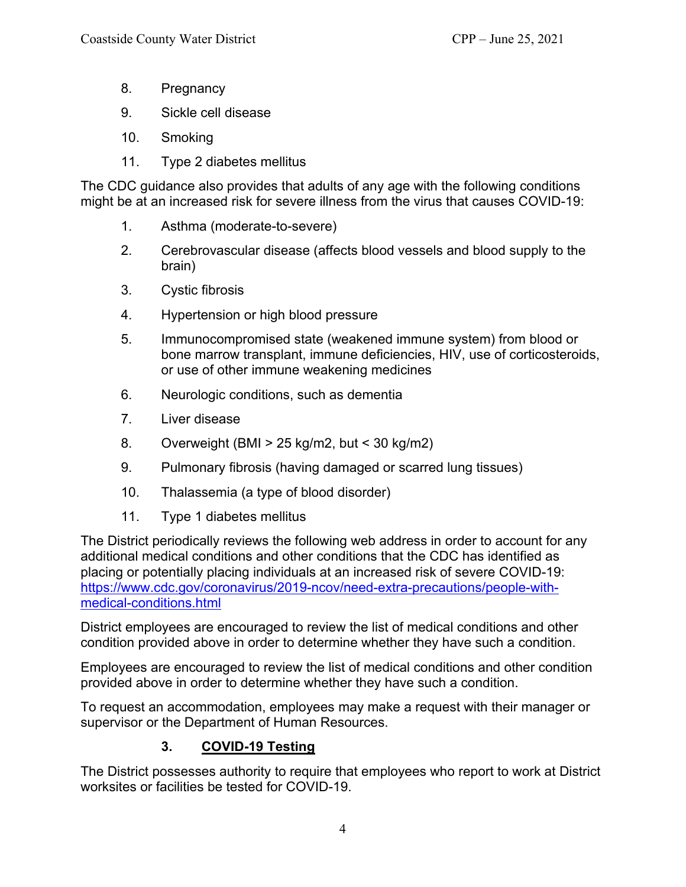8. Pregnancy
9. Sickle cell disease
10. Smoking
11. Type 2 diabetes mellitus

The CDC guidance also provides that adults of any age with the following conditions might be at an increased risk for severe illness from the virus that causes COVID-19:

1. Asthma (moderate-to-severe)
2. Cerebrovascular disease (affects blood vessels and blood supply to the brain)
3. Cystic fibrosis
4. Hypertension or high blood pressure
5. Immunocompromised state (weakened immune system) from blood or bone marrow transplant, immune deficiencies, HIV, use of corticosteroids, or use of other immune weakening medicines
6. Neurologic conditions, such as dementia
7. Liver disease
8. Overweight (BMI > 25 kg/m2, but < 30 kg/m2)
9. Pulmonary fibrosis (having damaged or scarred lung tissues)
10. Thalassemia (a type of blood disorder)
11. Type 1 diabetes mellitus

The District periodically reviews the following web address in order to account for any additional medical conditions and other conditions that the CDC has identified as placing or potentially placing individuals at an increased risk of severe COVID-19: [https://www.cdc.gov/coronavirus/2019-ncov/need-extra-precautions/people-with-medical-conditions.html](https://www.cdc.gov/coronavirus/2019-ncov/need-extra-precautions/people-with-medical-conditions.html)

District employees are encouraged to review the list of medical conditions and other condition provided above in order to determine whether they have such a condition.

Employees are encouraged to review the list of medical conditions and other condition provided above in order to determine whether they have such a condition.

To request an accommodation, employees may make a request with their manager or supervisor or the Department of Human Resources.

### 3. COVID-19 Testing

The District possesses authority to require that employees who report to work at District worksites or facilities be tested for COVID-19.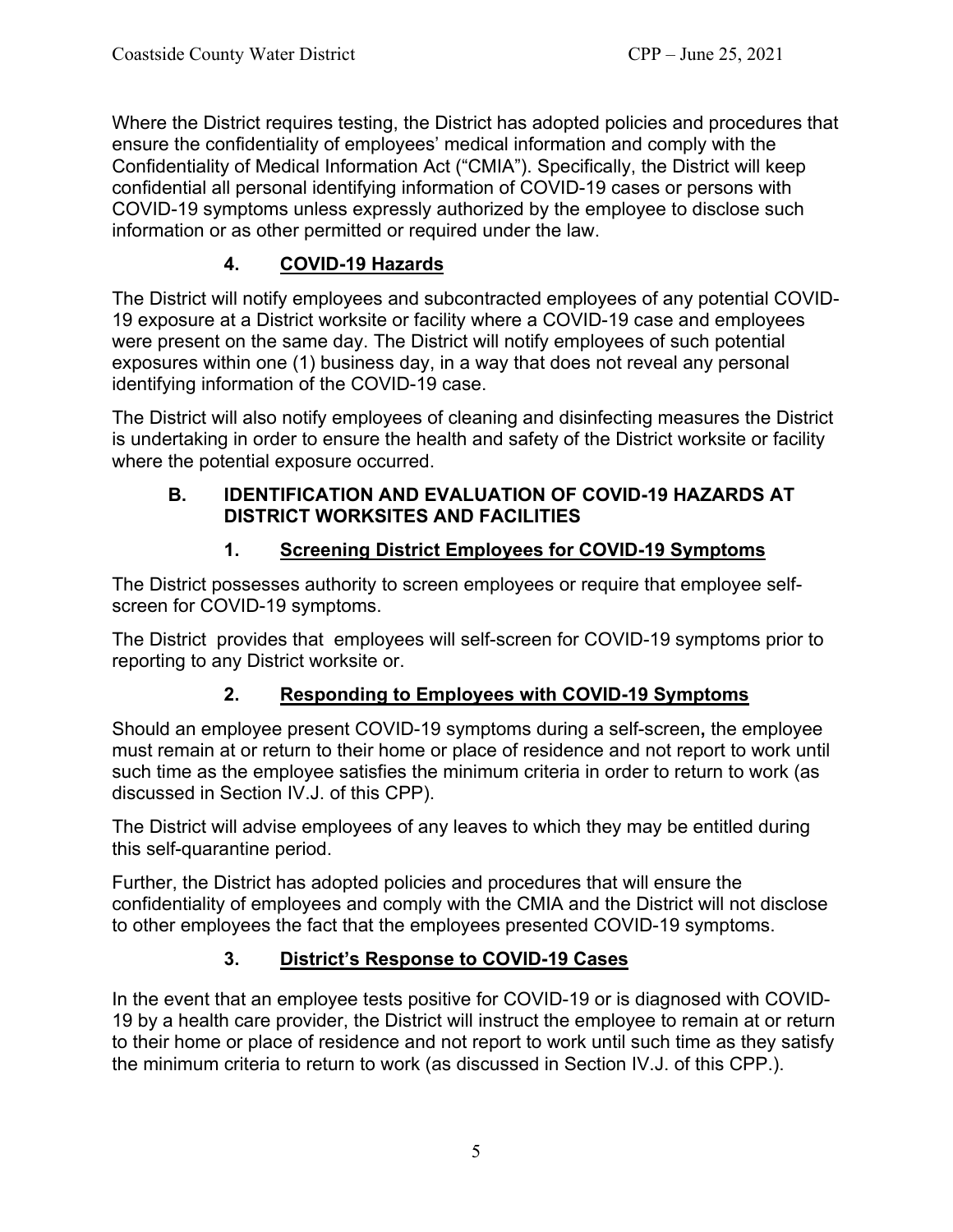Where the District requires testing, the District has adopted policies and procedures that ensure the confidentiality of employees' medical information and comply with the Confidentiality of Medical Information Act ("CMIA"). Specifically, the District will keep confidential all personal identifying information of COVID-19 cases or persons with COVID-19 symptoms unless expressly authorized by the employee to disclose such information or as other permitted or required under the law.

### 4. COVID-19 Hazards

The District will notify employees and subcontracted employees of any potential COVID-19 exposure at a District worksite or facility where a COVID-19 case and employees were present on the same day. The District will notify employees of such potential exposures within one (1) business day, in a way that does not reveal any personal identifying information of the COVID-19 case.

The District will also notify employees of cleaning and disinfecting measures the District is undertaking in order to ensure the health and safety of the District worksite or facility where the potential exposure occurred.

## B. IDENTIFICATION AND EVALUATION OF COVID-19 HAZARDS AT DISTRICT WORKSITES AND FACILITIES

### 1. Screening District Employees for COVID-19 Symptoms

The District possesses authority to screen employees or require that employee self-screen for COVID-19 symptoms.

The District provides that employees will self-screen for COVID-19 symptoms prior to reporting to any District worksite or.

### 2. Responding to Employees with COVID-19 Symptoms

Should an employee present COVID-19 symptoms during a self-screen**,** the employee must remain at or return to their home or place of residence and not report to work until such time as the employee satisfies the minimum criteria in order to return to work (as discussed in Section IV.J. of this CPP).

The District will advise employees of any leaves to which they may be entitled during this self-quarantine period.

Further, the District has adopted policies and procedures that will ensure the confidentiality of employees and comply with the CMIA and the District will not disclose to other employees the fact that the employees presented COVID-19 symptoms.

### 3. District's Response to COVID-19 Cases

In the event that an employee tests positive for COVID-19 or is diagnosed with COVID-19 by a health care provider, the District will instruct the employee to remain at or return to their home or place of residence and not report to work until such time as they satisfy the minimum criteria to return to work (as discussed in Section IV.J. of this CPP.).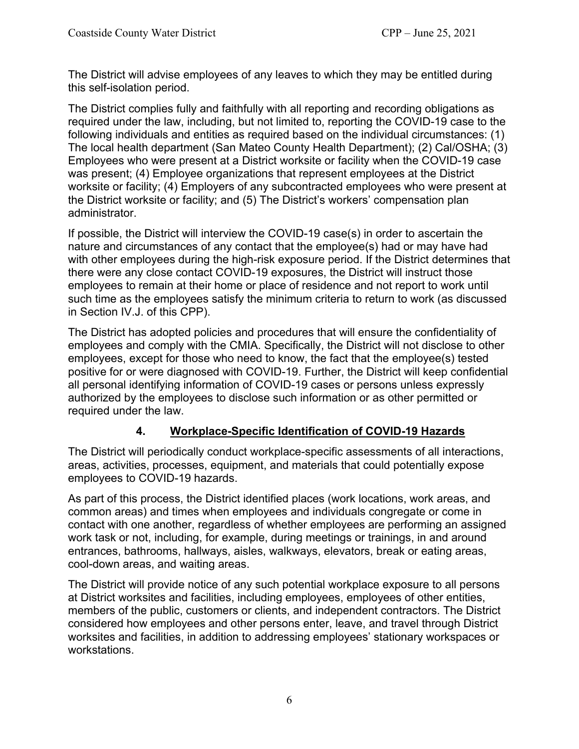The District will advise employees of any leaves to which they may be entitled during this self-isolation period.

The District complies fully and faithfully with all reporting and recording obligations as required under the law, including, but not limited to, reporting the COVID-19 case to the following individuals and entities as required based on the individual circumstances: (1) The local health department (San Mateo County Health Department); (2) Cal/OSHA; (3) Employees who were present at a District worksite or facility when the COVID-19 case was present; (4) Employee organizations that represent employees at the District worksite or facility; (4) Employers of any subcontracted employees who were present at the District worksite or facility; and (5) The District's workers' compensation plan administrator.

If possible, the District will interview the COVID-19 case(s) in order to ascertain the nature and circumstances of any contact that the employee(s) had or may have had with other employees during the high-risk exposure period. If the District determines that there were any close contact COVID-19 exposures, the District will instruct those employees to remain at their home or place of residence and not report to work until such time as the employees satisfy the minimum criteria to return to work (as discussed in Section IV.J. of this CPP).

The District has adopted policies and procedures that will ensure the confidentiality of employees and comply with the CMIA. Specifically, the District will not disclose to other employees, except for those who need to know, the fact that the employee(s) tested positive for or were diagnosed with COVID-19. Further, the District will keep confidential all personal identifying information of COVID-19 cases or persons unless expressly authorized by the employees to disclose such information or as other permitted or required under the law.

### 4. Workplace-Specific Identification of COVID-19 Hazards

The District will periodically conduct workplace-specific assessments of all interactions, areas, activities, processes, equipment, and materials that could potentially expose employees to COVID-19 hazards.

As part of this process, the District identified places (work locations, work areas, and common areas) and times when employees and individuals congregate or come in contact with one another, regardless of whether employees are performing an assigned work task or not, including, for example, during meetings or trainings, in and around entrances, bathrooms, hallways, aisles, walkways, elevators, break or eating areas, cool-down areas, and waiting areas.

The District will provide notice of any such potential workplace exposure to all persons at District worksites and facilities, including employees, employees of other entities, members of the public, customers or clients, and independent contractors. The District considered how employees and other persons enter, leave, and travel through District worksites and facilities, in addition to addressing employees' stationary workspaces or workstations.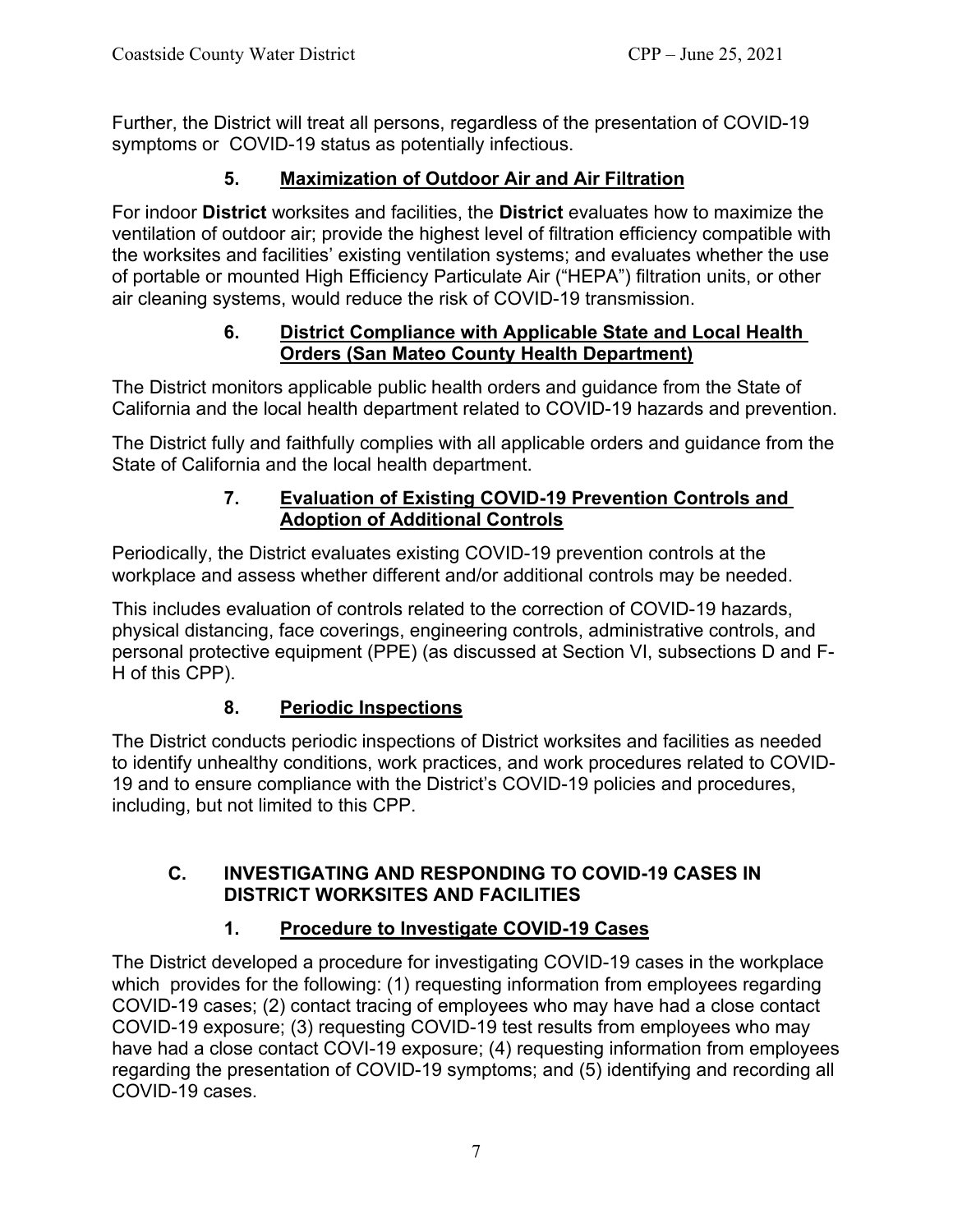Further, the District will treat all persons, regardless of the presentation of COVID-19 symptoms or COVID-19 status as potentially infectious.

### 5. Maximization of Outdoor Air and Air Filtration

For indoor **District** worksites and facilities, the **District** evaluates how to maximize the ventilation of outdoor air; provide the highest level of filtration efficiency compatible with the worksites and facilities' existing ventilation systems; and evaluates whether the use of portable or mounted High Efficiency Particulate Air ("HEPA") filtration units, or other air cleaning systems, would reduce the risk of COVID-19 transmission.

### 6. District Compliance with Applicable State and Local Health Orders (San Mateo County Health Department)

The District monitors applicable public health orders and guidance from the State of California and the local health department related to COVID-19 hazards and prevention.

The District fully and faithfully complies with all applicable orders and guidance from the State of California and the local health department.

### 7. Evaluation of Existing COVID-19 Prevention Controls and Adoption of Additional Controls

Periodically, the District evaluates existing COVID-19 prevention controls at the workplace and assess whether different and/or additional controls may be needed.

This includes evaluation of controls related to the correction of COVID-19 hazards, physical distancing, face coverings, engineering controls, administrative controls, and personal protective equipment (PPE) (as discussed at Section VI, subsections D and F-H of this CPP).

### 8. Periodic Inspections

The District conducts periodic inspections of District worksites and facilities as needed to identify unhealthy conditions, work practices, and work procedures related to COVID-19 and to ensure compliance with the District's COVID-19 policies and procedures, including, but not limited to this CPP.

## C. INVESTIGATING AND RESPONDING TO COVID-19 CASES IN DISTRICT WORKSITES AND FACILITIES

### 1. Procedure to Investigate COVID-19 Cases

The District developed a procedure for investigating COVID-19 cases in the workplace which provides for the following: (1) requesting information from employees regarding COVID-19 cases; (2) contact tracing of employees who may have had a close contact COVID-19 exposure; (3) requesting COVID-19 test results from employees who may have had a close contact COVI-19 exposure; (4) requesting information from employees regarding the presentation of COVID-19 symptoms; and (5) identifying and recording all COVID-19 cases.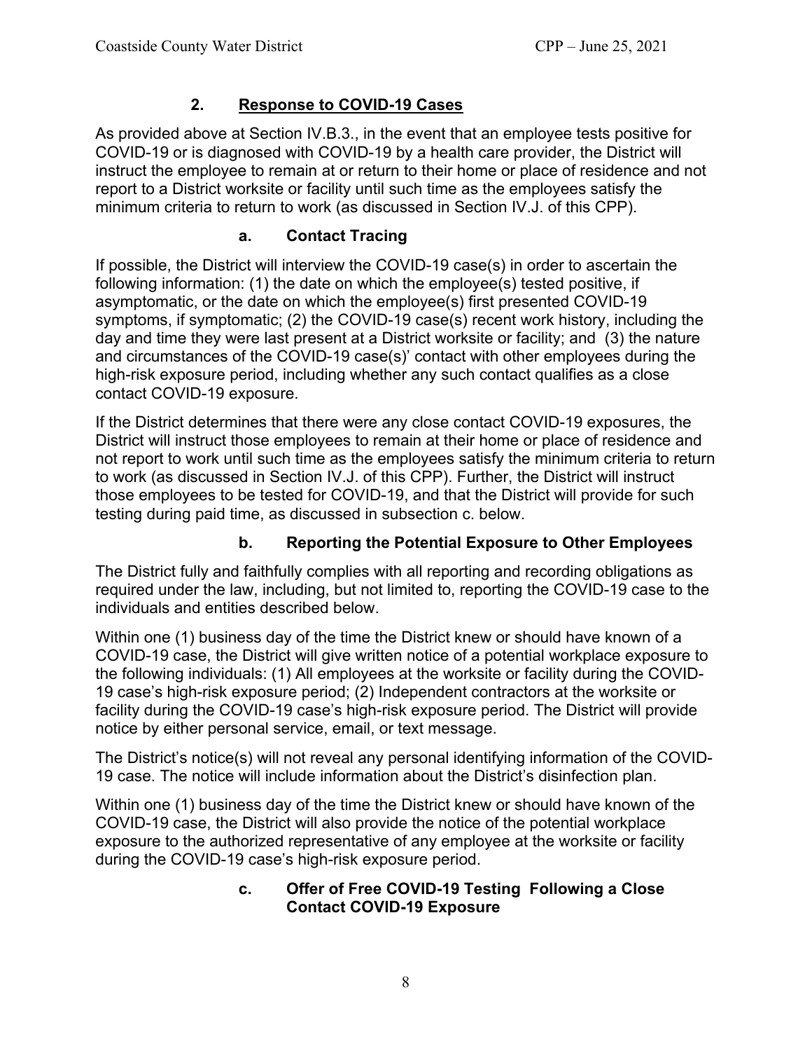### 2. Response to COVID-19 Cases

As provided above at Section IV.B.3., in the event that an employee tests positive for COVID-19 or is diagnosed with COVID-19 by a health care provider, the District will instruct the employee to remain at or return to their home or place of residence and not report to a District worksite or facility until such time as the employees satisfy the minimum criteria to return to work (as discussed in Section IV.J. of this CPP).

#### a. Contact Tracing

If possible, the District will interview the COVID-19 case(s) in order to ascertain the following information: (1) the date on which the employee(s) tested positive, if asymptomatic, or the date on which the employee(s) first presented COVID-19 symptoms, if symptomatic; (2) the COVID-19 case(s) recent work history, including the day and time they were last present at a District worksite or facility; and (3) the nature and circumstances of the COVID-19 case(s)' contact with other employees during the high-risk exposure period, including whether any such contact qualifies as a close contact COVID-19 exposure.

If the District determines that there were any close contact COVID-19 exposures, the District will instruct those employees to remain at their home or place of residence and not report to work until such time as the employees satisfy the minimum criteria to return to work (as discussed in Section IV.J. of this CPP). Further, the District will instruct those employees to be tested for COVID-19, and that the District will provide for such testing during paid time, as discussed in subsection c. below.

#### b. Reporting the Potential Exposure to Other Employees

The District fully and faithfully complies with all reporting and recording obligations as required under the law, including, but not limited to, reporting the COVID-19 case to the individuals and entities described below.

Within one (1) business day of the time the District knew or should have known of a COVID-19 case, the District will give written notice of a potential workplace exposure to the following individuals: (1) All employees at the worksite or facility during the COVID-19 case's high-risk exposure period; (2) Independent contractors at the worksite or facility during the COVID-19 case's high-risk exposure period. The District will provide notice by either personal service, email, or text message.

The District's notice(s) will not reveal any personal identifying information of the COVID-19 case. The notice will include information about the District's disinfection plan.

Within one (1) business day of the time the District knew or should have known of the COVID-19 case, the District will also provide the notice of the potential workplace exposure to the authorized representative of any employee at the worksite or facility during the COVID-19 case's high-risk exposure period.

#### c. Offer of Free COVID-19 Testing Following a Close Contact COVID-19 Exposure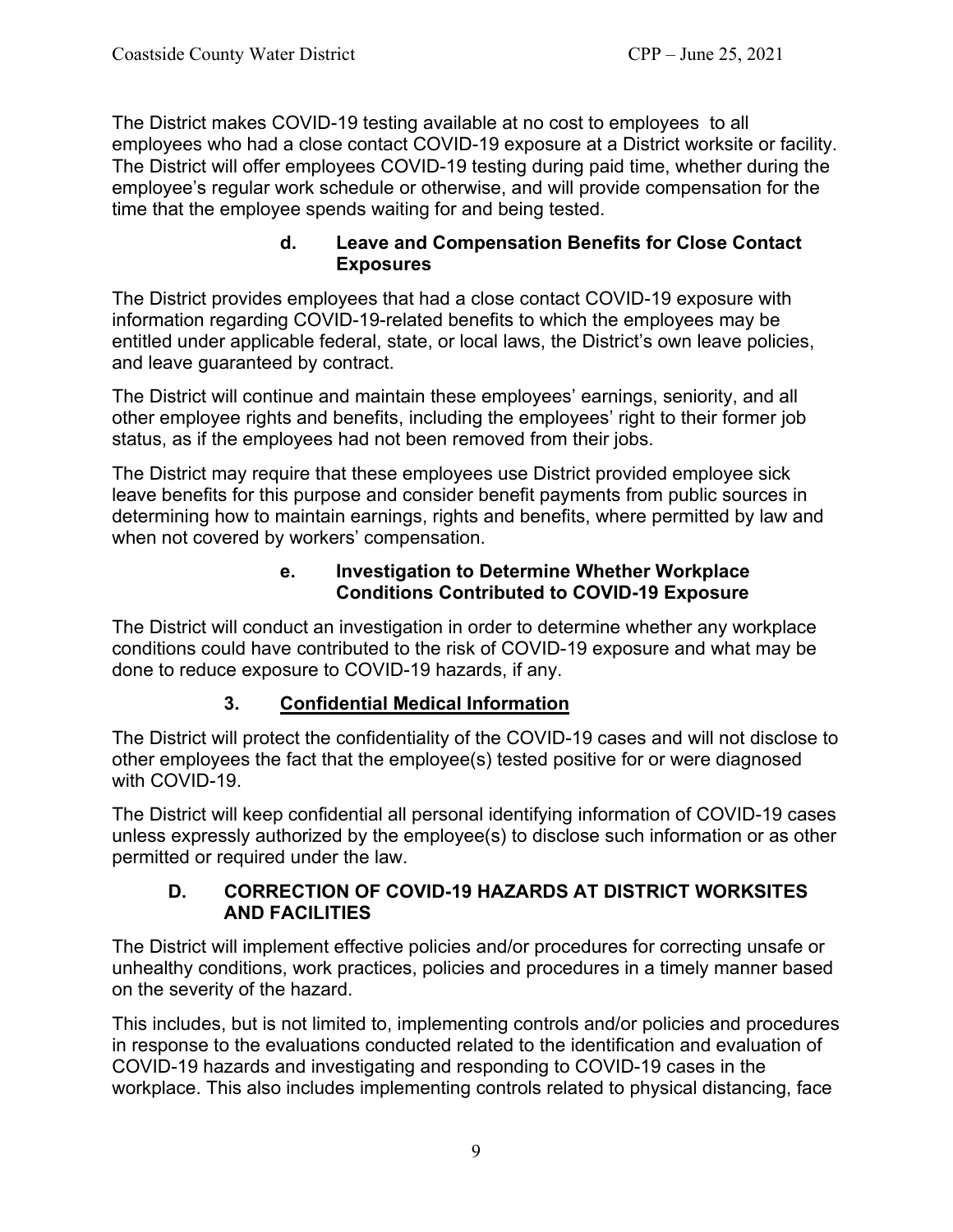The District makes COVID-19 testing available at no cost to employees to all employees who had a close contact COVID-19 exposure at a District worksite or facility. The District will offer employees COVID-19 testing during paid time, whether during the employee's regular work schedule or otherwise, and will provide compensation for the time that the employee spends waiting for and being tested.

#### d. Leave and Compensation Benefits for Close Contact Exposures

The District provides employees that had a close contact COVID-19 exposure with information regarding COVID-19-related benefits to which the employees may be entitled under applicable federal, state, or local laws, the District's own leave policies, and leave guaranteed by contract.

The District will continue and maintain these employees' earnings, seniority, and all other employee rights and benefits, including the employees' right to their former job status, as if the employees had not been removed from their jobs.

The District may require that these employees use District provided employee sick leave benefits for this purpose and consider benefit payments from public sources in determining how to maintain earnings, rights and benefits, where permitted by law and when not covered by workers' compensation.

#### e. Investigation to Determine Whether Workplace Conditions Contributed to COVID-19 Exposure

The District will conduct an investigation in order to determine whether any workplace conditions could have contributed to the risk of COVID-19 exposure and what may be done to reduce exposure to COVID-19 hazards, if any.

### 3. Confidential Medical Information

The District will protect the confidentiality of the COVID-19 cases and will not disclose to other employees the fact that the employee(s) tested positive for or were diagnosed with COVID-19.

The District will keep confidential all personal identifying information of COVID-19 cases unless expressly authorized by the employee(s) to disclose such information or as other permitted or required under the law.

## D. CORRECTION OF COVID-19 HAZARDS AT DISTRICT WORKSITES AND FACILITIES

The District will implement effective policies and/or procedures for correcting unsafe or unhealthy conditions, work practices, policies and procedures in a timely manner based on the severity of the hazard.

This includes, but is not limited to, implementing controls and/or policies and procedures in response to the evaluations conducted related to the identification and evaluation of COVID-19 hazards and investigating and responding to COVID-19 cases in the workplace. This also includes implementing controls related to physical distancing, face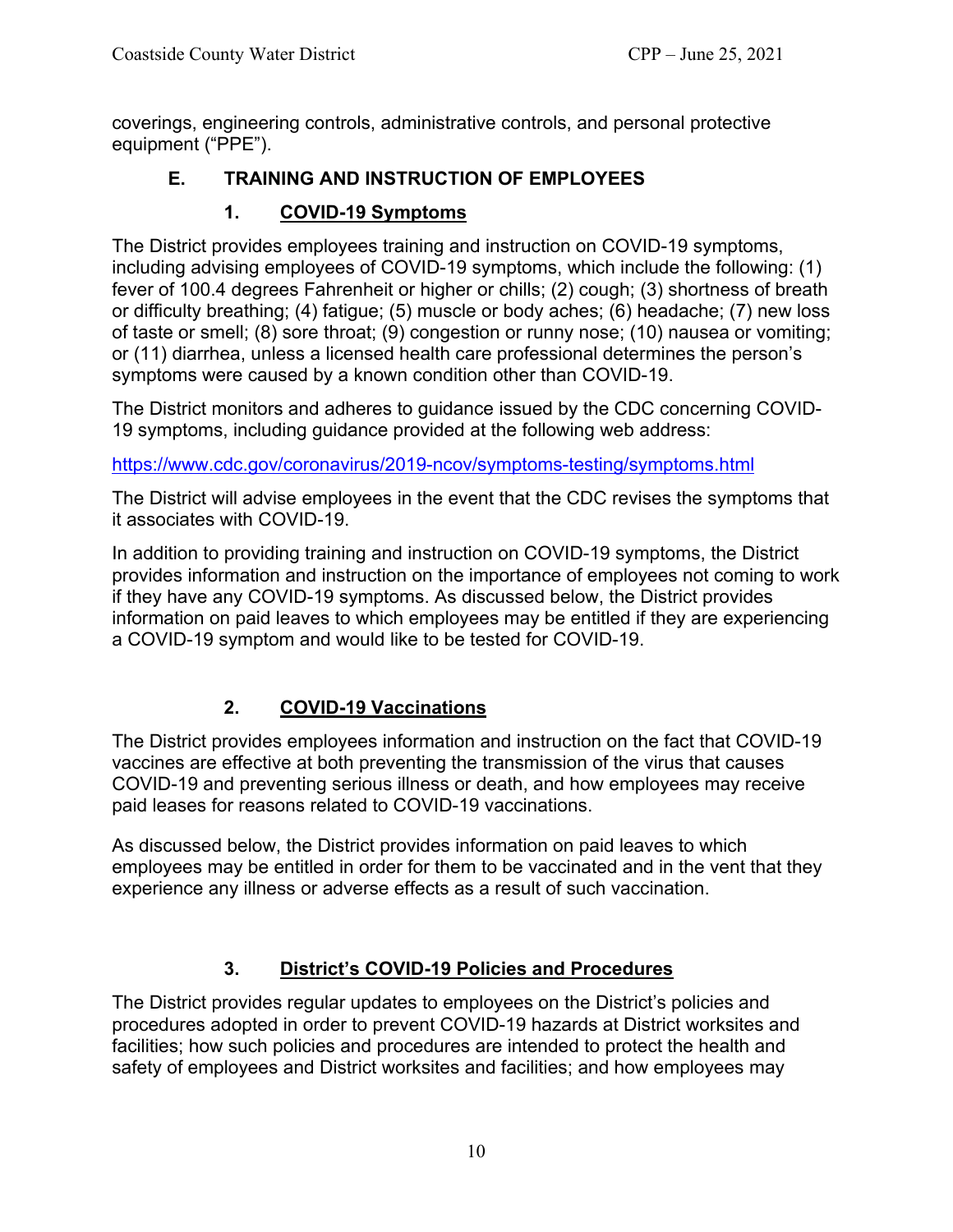coverings, engineering controls, administrative controls, and personal protective equipment ("PPE").

## E. TRAINING AND INSTRUCTION OF EMPLOYEES

### 1. COVID-19 Symptoms

The District provides employees training and instruction on COVID-19 symptoms, including advising employees of COVID-19 symptoms, which include the following: (1) fever of 100.4 degrees Fahrenheit or higher or chills; (2) cough; (3) shortness of breath or difficulty breathing; (4) fatigue; (5) muscle or body aches; (6) headache; (7) new loss of taste or smell; (8) sore throat; (9) congestion or runny nose; (10) nausea or vomiting; or (11) diarrhea, unless a licensed health care professional determines the person's symptoms were caused by a known condition other than COVID-19.

The District monitors and adheres to guidance issued by the CDC concerning COVID-19 symptoms, including guidance provided at the following web address:

https://www.cdc.gov/coronavirus/2019-ncov/symptoms-testing/symptoms.html

The District will advise employees in the event that the CDC revises the symptoms that it associates with COVID-19.

In addition to providing training and instruction on COVID-19 symptoms, the District provides information and instruction on the importance of employees not coming to work if they have any COVID-19 symptoms. As discussed below, the District provides information on paid leaves to which employees may be entitled if they are experiencing a COVID-19 symptom and would like to be tested for COVID-19.

### 2. COVID-19 Vaccinations

The District provides employees information and instruction on the fact that COVID-19 vaccines are effective at both preventing the transmission of the virus that causes COVID-19 and preventing serious illness or death, and how employees may receive paid leases for reasons related to COVID-19 vaccinations.

As discussed below, the District provides information on paid leaves to which employees may be entitled in order for them to be vaccinated and in the vent that they experience any illness or adverse effects as a result of such vaccination.

### 3. District's COVID-19 Policies and Procedures

The District provides regular updates to employees on the District's policies and procedures adopted in order to prevent COVID-19 hazards at District worksites and facilities; how such policies and procedures are intended to protect the health and safety of employees and District worksites and facilities; and how employees may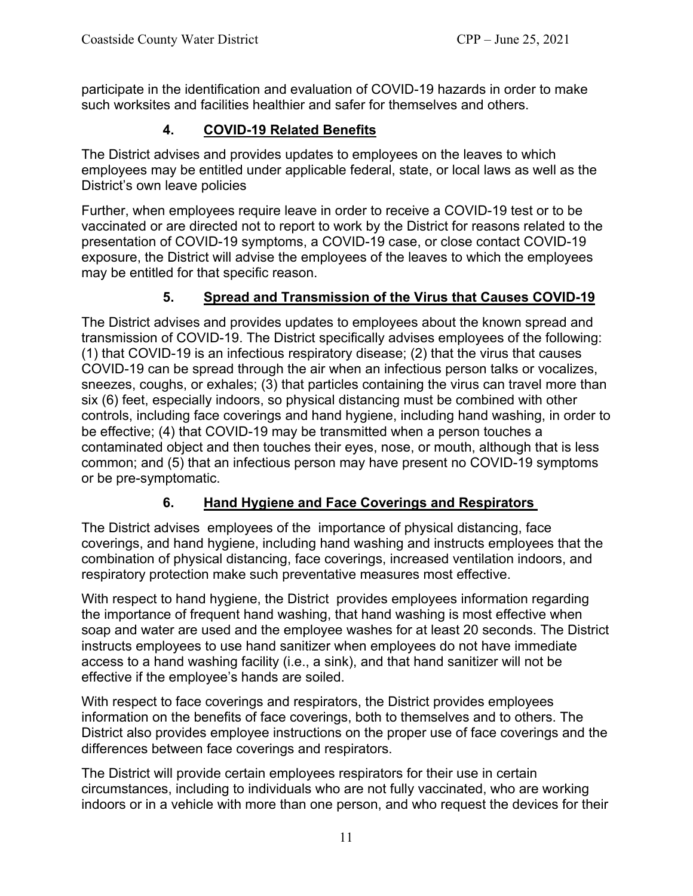participate in the identification and evaluation of COVID-19 hazards in order to make such worksites and facilities healthier and safer for themselves and others.

### 4. COVID-19 Related Benefits

The District advises and provides updates to employees on the leaves to which employees may be entitled under applicable federal, state, or local laws as well as the District's own leave policies

Further, when employees require leave in order to receive a COVID-19 test or to be vaccinated or are directed not to report to work by the District for reasons related to the presentation of COVID-19 symptoms, a COVID-19 case, or close contact COVID-19 exposure, the District will advise the employees of the leaves to which the employees may be entitled for that specific reason.

### 5. Spread and Transmission of the Virus that Causes COVID-19

The District advises and provides updates to employees about the known spread and transmission of COVID-19. The District specifically advises employees of the following: (1) that COVID-19 is an infectious respiratory disease; (2) that the virus that causes COVID-19 can be spread through the air when an infectious person talks or vocalizes, sneezes, coughs, or exhales; (3) that particles containing the virus can travel more than six (6) feet, especially indoors, so physical distancing must be combined with other controls, including face coverings and hand hygiene, including hand washing, in order to be effective; (4) that COVID-19 may be transmitted when a person touches a contaminated object and then touches their eyes, nose, or mouth, although that is less common; and (5) that an infectious person may have present no COVID-19 symptoms or be pre-symptomatic.

### 6. Hand Hygiene and Face Coverings and Respirators

The District advises employees of the importance of physical distancing, face coverings, and hand hygiene, including hand washing and instructs employees that the combination of physical distancing, face coverings, increased ventilation indoors, and respiratory protection make such preventative measures most effective.

With respect to hand hygiene, the District provides employees information regarding the importance of frequent hand washing, that hand washing is most effective when soap and water are used and the employee washes for at least 20 seconds. The District instructs employees to use hand sanitizer when employees do not have immediate access to a hand washing facility (i.e., a sink), and that hand sanitizer will not be effective if the employee's hands are soiled.

With respect to face coverings and respirators, the District provides employees information on the benefits of face coverings, both to themselves and to others. The District also provides employee instructions on the proper use of face coverings and the differences between face coverings and respirators.

The District will provide certain employees respirators for their use in certain circumstances, including to individuals who are not fully vaccinated, who are working indoors or in a vehicle with more than one person, and who request the devices for their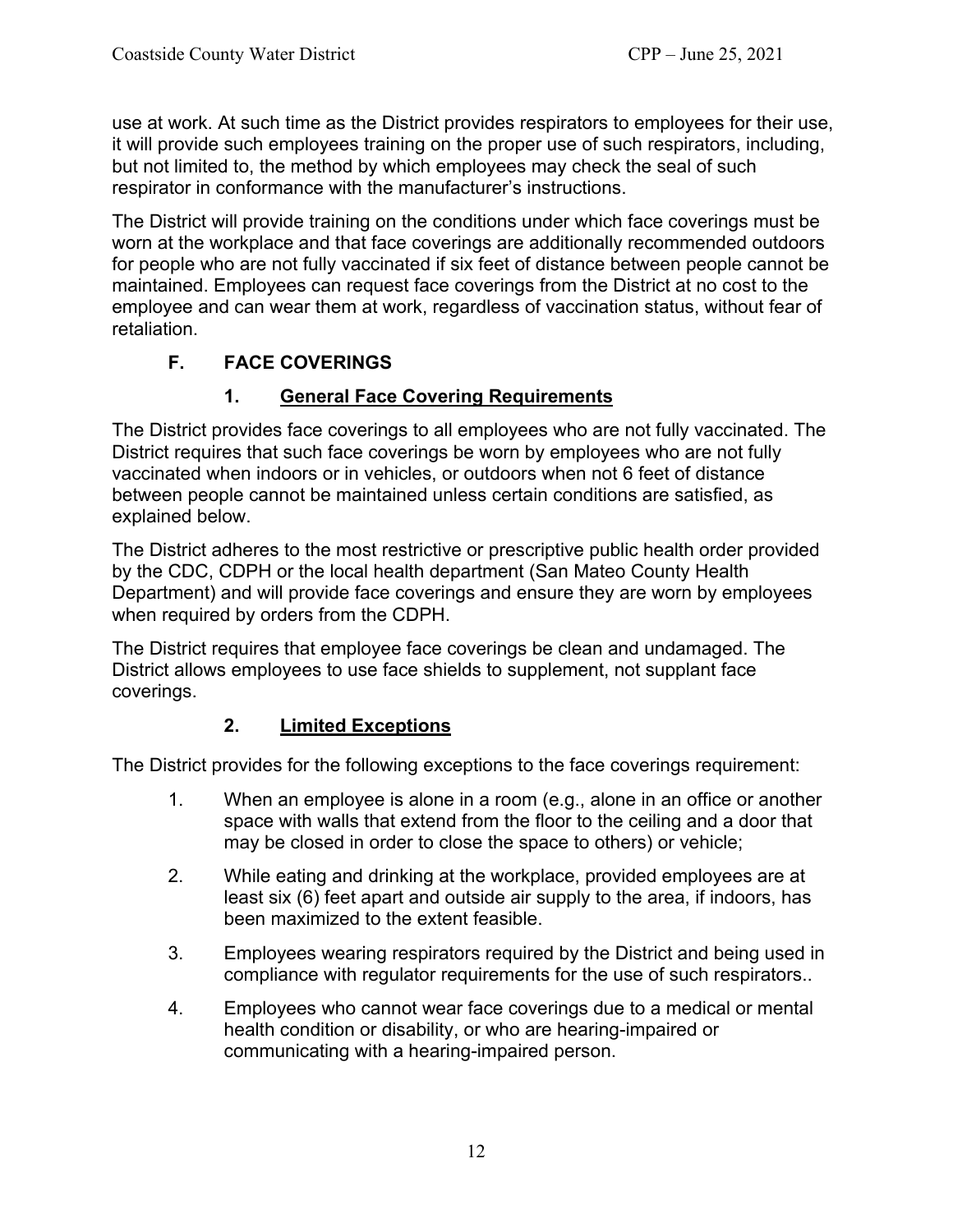use at work. At such time as the District provides respirators to employees for their use, it will provide such employees training on the proper use of such respirators, including, but not limited to, the method by which employees may check the seal of such respirator in conformance with the manufacturer's instructions.

The District will provide training on the conditions under which face coverings must be worn at the workplace and that face coverings are additionally recommended outdoors for people who are not fully vaccinated if six feet of distance between people cannot be maintained. Employees can request face coverings from the District at no cost to the employee and can wear them at work, regardless of vaccination status, without fear of retaliation.

## F. FACE COVERINGS

### 1. General Face Covering Requirements

The District provides face coverings to all employees who are not fully vaccinated. The District requires that such face coverings be worn by employees who are not fully vaccinated when indoors or in vehicles, or outdoors when not 6 feet of distance between people cannot be maintained unless certain conditions are satisfied, as explained below.

The District adheres to the most restrictive or prescriptive public health order provided by the CDC, CDPH or the local health department (San Mateo County Health Department) and will provide face coverings and ensure they are worn by employees when required by orders from the CDPH.

The District requires that employee face coverings be clean and undamaged. The District allows employees to use face shields to supplement, not supplant face coverings.

### 2. Limited Exceptions

The District provides for the following exceptions to the face coverings requirement:

1. When an employee is alone in a room (e.g., alone in an office or another space with walls that extend from the floor to the ceiling and a door that may be closed in order to close the space to others) or vehicle;
2. While eating and drinking at the workplace, provided employees are at least six (6) feet apart and outside air supply to the area, if indoors, has been maximized to the extent feasible.
3. Employees wearing respirators required by the District and being used in compliance with regulator requirements for the use of such respirators..
4. Employees who cannot wear face coverings due to a medical or mental health condition or disability, or who are hearing-impaired or communicating with a hearing-impaired person.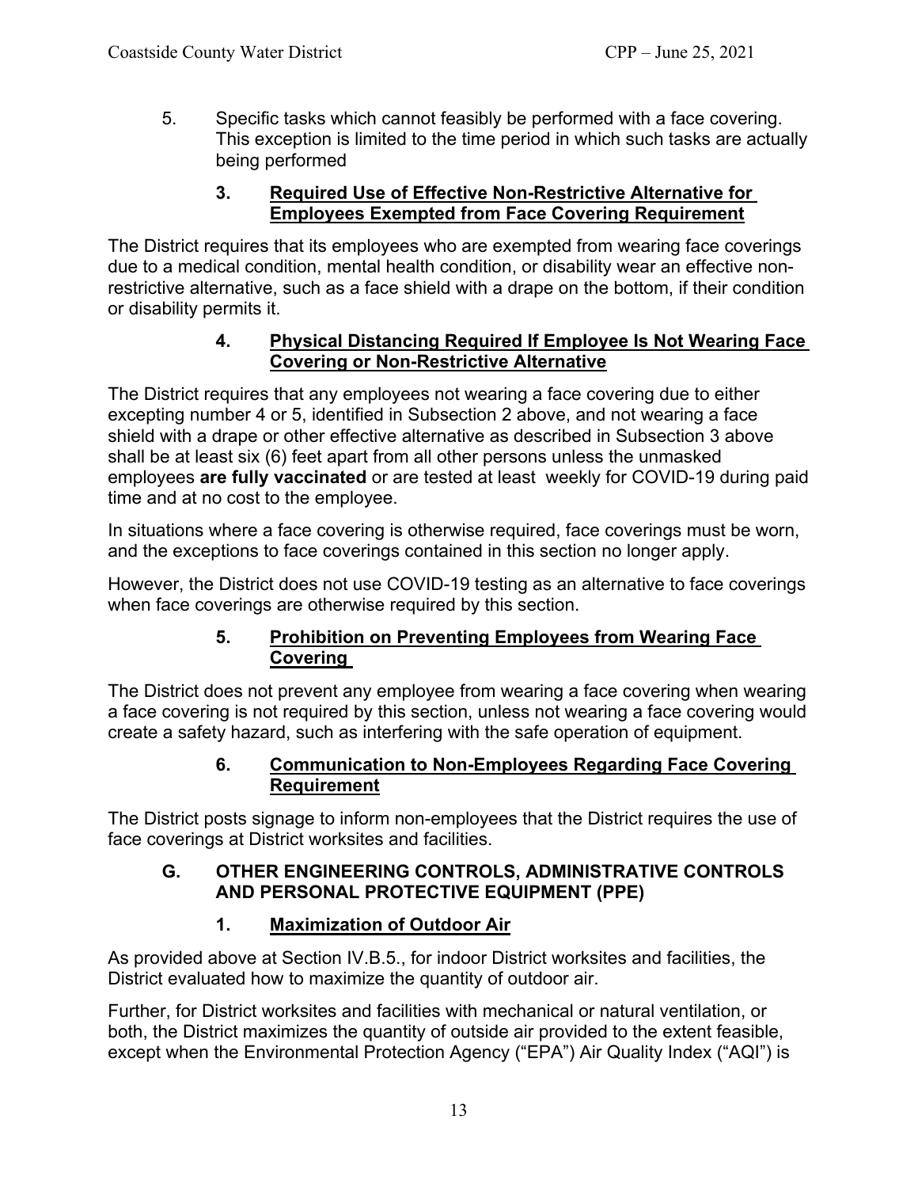5. Specific tasks which cannot feasibly be performed with a face covering. This exception is limited to the time period in which such tasks are actually being performed

#### 3. Required Use of Effective Non-Restrictive Alternative for Employees Exempted from Face Covering Requirement

The District requires that its employees who are exempted from wearing face coverings due to a medical condition, mental health condition, or disability wear an effective non-restrictive alternative, such as a face shield with a drape on the bottom, if their condition or disability permits it.

#### 4. Physical Distancing Required If Employee Is Not Wearing Face Covering or Non-Restrictive Alternative

The District requires that any employees not wearing a face covering due to either excepting number 4 or 5, identified in Subsection 2 above, and not wearing a face shield with a drape or other effective alternative as described in Subsection 3 above shall be at least six (6) feet apart from all other persons unless the unmasked employees **are fully vaccinated** or are tested at least weekly for COVID-19 during paid time and at no cost to the employee.

In situations where a face covering is otherwise required, face coverings must be worn, and the exceptions to face coverings contained in this section no longer apply.

However, the District does not use COVID-19 testing as an alternative to face coverings when face coverings are otherwise required by this section.

#### 5. Prohibition on Preventing Employees from Wearing Face Covering

The District does not prevent any employee from wearing a face covering when wearing a face covering is not required by this section, unless not wearing a face covering would create a safety hazard, such as interfering with the safe operation of equipment.

#### 6. Communication to Non-Employees Regarding Face Covering Requirement

The District posts signage to inform non-employees that the District requires the use of face coverings at District worksites and facilities.

### G. OTHER ENGINEERING CONTROLS, ADMINISTRATIVE CONTROLS AND PERSONAL PROTECTIVE EQUIPMENT (PPE)

#### 1. Maximization of Outdoor Air

As provided above at Section IV.B.5., for indoor District worksites and facilities, the District evaluated how to maximize the quantity of outdoor air.

Further, for District worksites and facilities with mechanical or natural ventilation, or both, the District maximizes the quantity of outside air provided to the extent feasible, except when the Environmental Protection Agency ("EPA") Air Quality Index ("AQI") is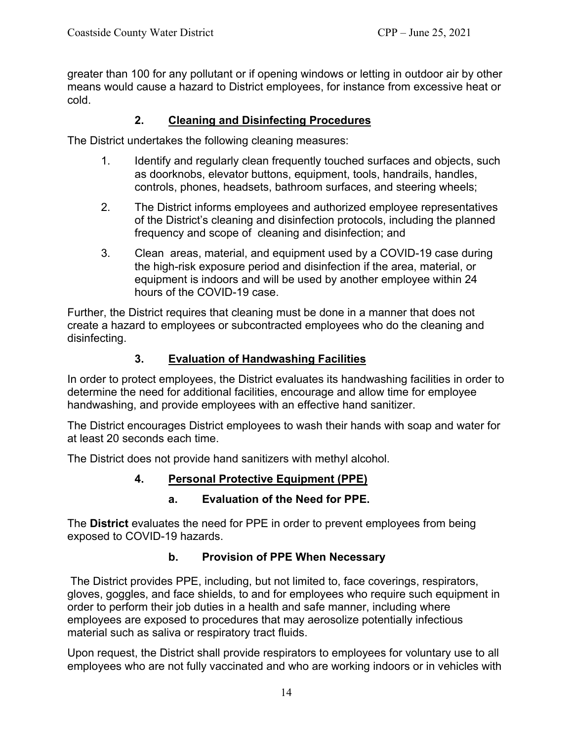greater than 100 for any pollutant or if opening windows or letting in outdoor air by other means would cause a hazard to District employees, for instance from excessive heat or cold.

## 2. Cleaning and Disinfecting Procedures

The District undertakes the following cleaning measures:

1. Identify and regularly clean frequently touched surfaces and objects, such as doorknobs, elevator buttons, equipment, tools, handrails, handles, controls, phones, headsets, bathroom surfaces, and steering wheels;
2. The District informs employees and authorized employee representatives of the District's cleaning and disinfection protocols, including the planned frequency and scope of cleaning and disinfection; and
3. Clean areas, material, and equipment used by a COVID-19 case during the high-risk exposure period and disinfection if the area, material, or equipment is indoors and will be used by another employee within 24 hours of the COVID-19 case.

Further, the District requires that cleaning must be done in a manner that does not create a hazard to employees or subcontracted employees who do the cleaning and disinfecting.

## 3. Evaluation of Handwashing Facilities

In order to protect employees, the District evaluates its handwashing facilities in order to determine the need for additional facilities, encourage and allow time for employee handwashing, and provide employees with an effective hand sanitizer.

The District encourages District employees to wash their hands with soap and water for at least 20 seconds each time.

The District does not provide hand sanitizers with methyl alcohol.

## 4. Personal Protective Equipment (PPE)

### a. Evaluation of the Need for PPE.

The **District** evaluates the need for PPE in order to prevent employees from being exposed to COVID-19 hazards.

### b. Provision of PPE When Necessary

The District provides PPE, including, but not limited to, face coverings, respirators, gloves, goggles, and face shields, to and for employees who require such equipment in order to perform their job duties in a health and safe manner, including where employees are exposed to procedures that may aerosolize potentially infectious material such as saliva or respiratory tract fluids.

Upon request, the District shall provide respirators to employees for voluntary use to all employees who are not fully vaccinated and who are working indoors or in vehicles with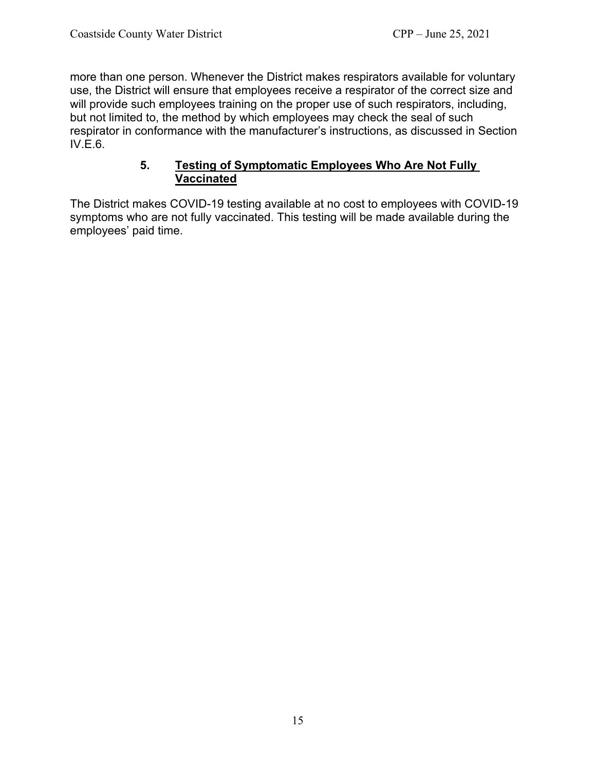more than one person. Whenever the District makes respirators available for voluntary use, the District will ensure that employees receive a respirator of the correct size and will provide such employees training on the proper use of such respirators, including, but not limited to, the method by which employees may check the seal of such respirator in conformance with the manufacturer's instructions, as discussed in Section IV.E.6.

### 5. Testing of Symptomatic Employees Who Are Not Fully Vaccinated

The District makes COVID-19 testing available at no cost to employees with COVID-19 symptoms who are not fully vaccinated. This testing will be made available during the employees' paid time.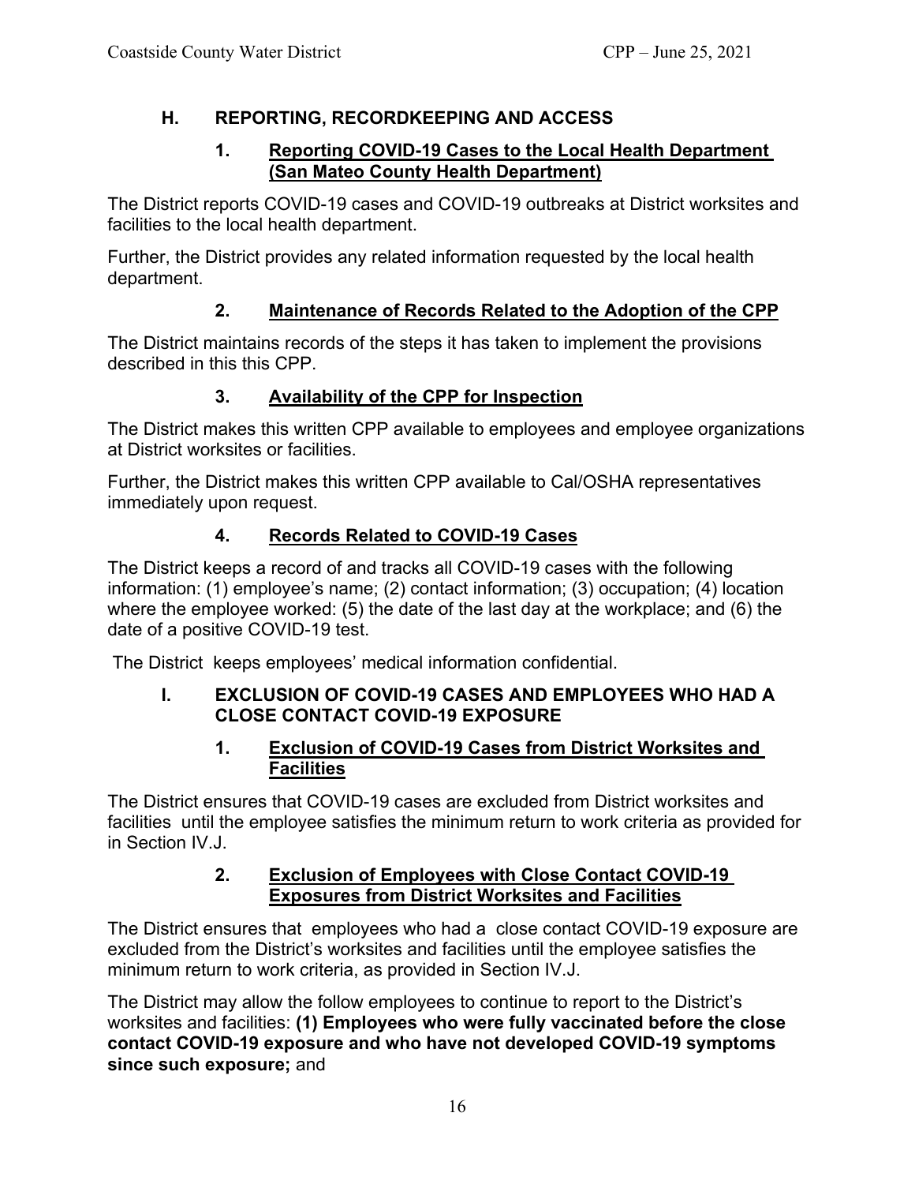## H. REPORTING, RECORDKEEPING AND ACCESS

### 1. Reporting COVID-19 Cases to the Local Health Department (San Mateo County Health Department)

The District reports COVID-19 cases and COVID-19 outbreaks at District worksites and facilities to the local health department.

Further, the District provides any related information requested by the local health department.

### 2. Maintenance of Records Related to the Adoption of the CPP

The District maintains records of the steps it has taken to implement the provisions described in this this CPP.

### 3. Availability of the CPP for Inspection

The District makes this written CPP available to employees and employee organizations at District worksites or facilities.

Further, the District makes this written CPP available to Cal/OSHA representatives immediately upon request.

### 4. Records Related to COVID-19 Cases

The District keeps a record of and tracks all COVID-19 cases with the following information: (1) employee's name; (2) contact information; (3) occupation; (4) location where the employee worked: (5) the date of the last day at the workplace; and (6) the date of a positive COVID-19 test.

The District keeps employees' medical information confidential.

## I. EXCLUSION OF COVID-19 CASES AND EMPLOYEES WHO HAD A CLOSE CONTACT COVID-19 EXPOSURE

### 1. Exclusion of COVID-19 Cases from District Worksites and Facilities

The District ensures that COVID-19 cases are excluded from District worksites and facilities until the employee satisfies the minimum return to work criteria as provided for in Section IV.J.

### 2. Exclusion of Employees with Close Contact COVID-19 Exposures from District Worksites and Facilities

The District ensures that employees who had a close contact COVID-19 exposure are excluded from the District's worksites and facilities until the employee satisfies the minimum return to work criteria, as provided in Section IV.J.

The District may allow the follow employees to continue to report to the District's worksites and facilities: **(1) Employees who were fully vaccinated before the close contact COVID-19 exposure and who have not developed COVID-19 symptoms since such exposure;** and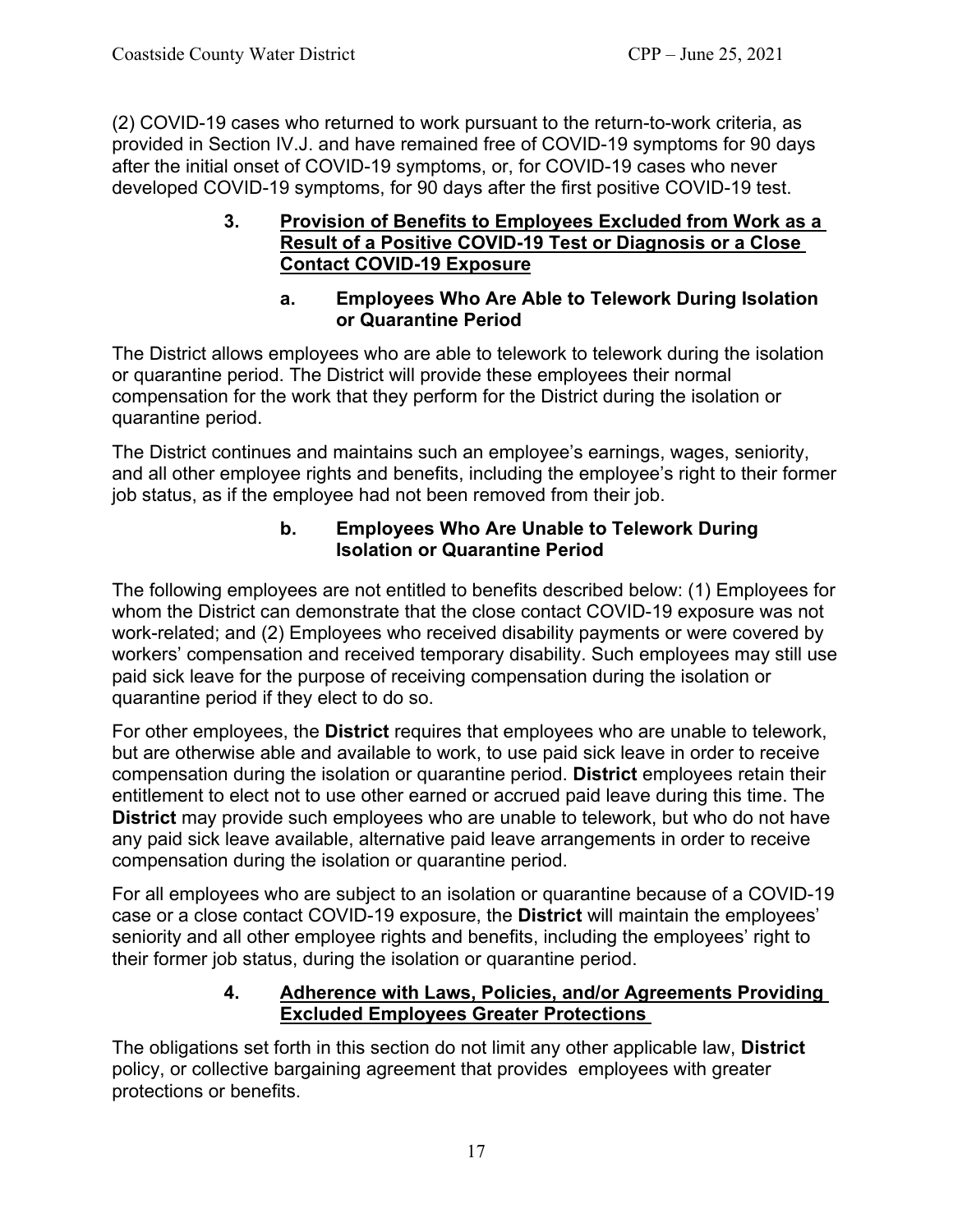(2) COVID-19 cases who returned to work pursuant to the return-to-work criteria, as provided in Section IV.J. and have remained free of COVID-19 symptoms for 90 days after the initial onset of COVID-19 symptoms, or, for COVID-19 cases who never developed COVID-19 symptoms, for 90 days after the first positive COVID-19 test.

#### 3. Provision of Benefits to Employees Excluded from Work as a Result of a Positive COVID-19 Test or Diagnosis or a Close Contact COVID-19 Exposure

##### a. Employees Who Are Able to Telework During Isolation or Quarantine Period

The District allows employees who are able to telework to telework during the isolation or quarantine period. The District will provide these employees their normal compensation for the work that they perform for the District during the isolation or quarantine period.

The District continues and maintains such an employee's earnings, wages, seniority, and all other employee rights and benefits, including the employee's right to their former job status, as if the employee had not been removed from their job.

##### b. Employees Who Are Unable to Telework During Isolation or Quarantine Period

The following employees are not entitled to benefits described below: (1) Employees for whom the District can demonstrate that the close contact COVID-19 exposure was not work-related; and (2) Employees who received disability payments or were covered by workers' compensation and received temporary disability. Such employees may still use paid sick leave for the purpose of receiving compensation during the isolation or quarantine period if they elect to do so.

For other employees, the **District** requires that employees who are unable to telework, but are otherwise able and available to work, to use paid sick leave in order to receive compensation during the isolation or quarantine period. **District** employees retain their entitlement to elect not to use other earned or accrued paid leave during this time. The **District** may provide such employees who are unable to telework, but who do not have any paid sick leave available, alternative paid leave arrangements in order to receive compensation during the isolation or quarantine period.

For all employees who are subject to an isolation or quarantine because of a COVID-19 case or a close contact COVID-19 exposure, the **District** will maintain the employees' seniority and all other employee rights and benefits, including the employees' right to their former job status, during the isolation or quarantine period.

#### 4. Adherence with Laws, Policies, and/or Agreements Providing Excluded Employees Greater Protections

The obligations set forth in this section do not limit any other applicable law, **District** policy, or collective bargaining agreement that provides employees with greater protections or benefits.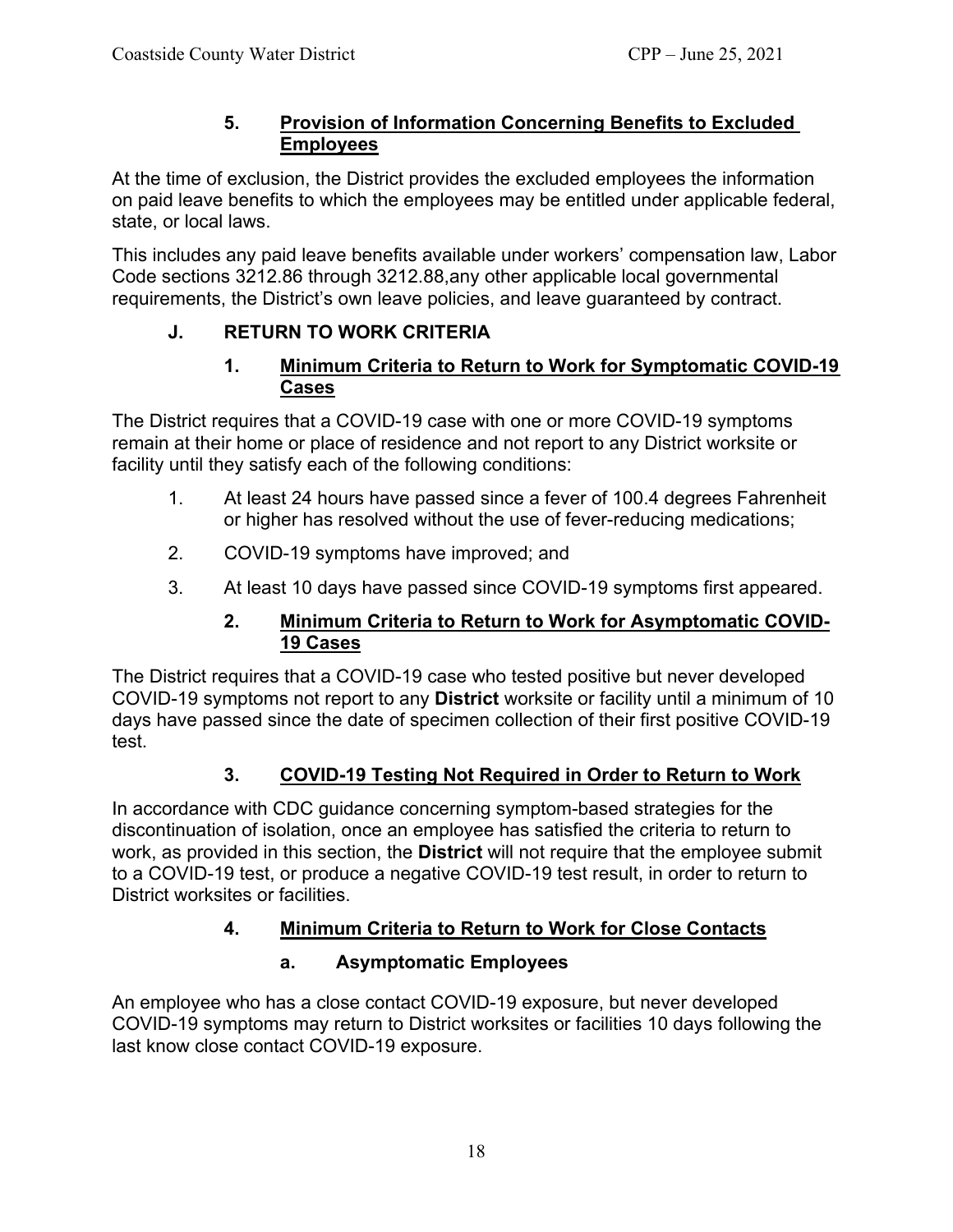### 5. Provision of Information Concerning Benefits to Excluded Employees

At the time of exclusion, the District provides the excluded employees the information on paid leave benefits to which the employees may be entitled under applicable federal, state, or local laws.

This includes any paid leave benefits available under workers' compensation law, Labor Code sections 3212.86 through 3212.88,any other applicable local governmental requirements, the District's own leave policies, and leave guaranteed by contract.

## J. RETURN TO WORK CRITERIA

### 1. Minimum Criteria to Return to Work for Symptomatic COVID-19 Cases

The District requires that a COVID-19 case with one or more COVID-19 symptoms remain at their home or place of residence and not report to any District worksite or facility until they satisfy each of the following conditions:

1. At least 24 hours have passed since a fever of 100.4 degrees Fahrenheit or higher has resolved without the use of fever-reducing medications;
2. COVID-19 symptoms have improved; and
3. At least 10 days have passed since COVID-19 symptoms first appeared.

### 2. Minimum Criteria to Return to Work for Asymptomatic COVID-19 Cases

The District requires that a COVID-19 case who tested positive but never developed COVID-19 symptoms not report to any **District** worksite or facility until a minimum of 10 days have passed since the date of specimen collection of their first positive COVID-19 test.

### 3. COVID-19 Testing Not Required in Order to Return to Work

In accordance with CDC guidance concerning symptom-based strategies for the discontinuation of isolation, once an employee has satisfied the criteria to return to work, as provided in this section, the **District** will not require that the employee submit to a COVID-19 test, or produce a negative COVID-19 test result, in order to return to District worksites or facilities.

### 4. Minimum Criteria to Return to Work for Close Contacts

#### a. Asymptomatic Employees

An employee who has a close contact COVID-19 exposure, but never developed COVID-19 symptoms may return to District worksites or facilities 10 days following the last know close contact COVID-19 exposure.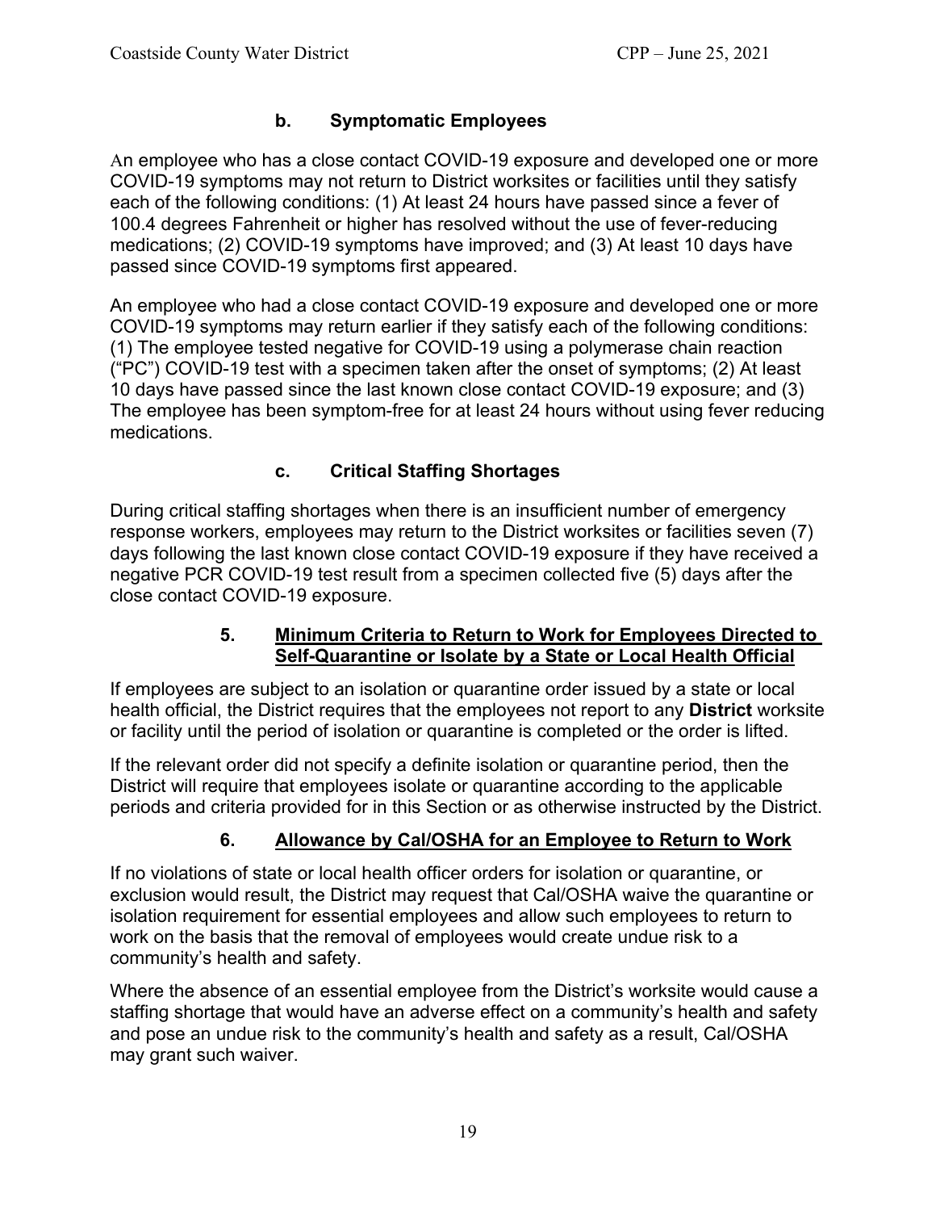### b. Symptomatic Employees

An employee who has a close contact COVID-19 exposure and developed one or more COVID-19 symptoms may not return to District worksites or facilities until they satisfy each of the following conditions: (1) At least 24 hours have passed since a fever of 100.4 degrees Fahrenheit or higher has resolved without the use of fever-reducing medications; (2) COVID-19 symptoms have improved; and (3) At least 10 days have passed since COVID-19 symptoms first appeared.

An employee who had a close contact COVID-19 exposure and developed one or more COVID-19 symptoms may return earlier if they satisfy each of the following conditions: (1) The employee tested negative for COVID-19 using a polymerase chain reaction ("PC") COVID-19 test with a specimen taken after the onset of symptoms; (2) At least 10 days have passed since the last known close contact COVID-19 exposure; and (3) The employee has been symptom-free for at least 24 hours without using fever reducing medications.

### c. Critical Staffing Shortages

During critical staffing shortages when there is an insufficient number of emergency response workers, employees may return to the District worksites or facilities seven (7) days following the last known close contact COVID-19 exposure if they have received a negative PCR COVID-19 test result from a specimen collected five (5) days after the close contact COVID-19 exposure.

## 5. Minimum Criteria to Return to Work for Employees Directed to Self-Quarantine or Isolate by a State or Local Health Official

If employees are subject to an isolation or quarantine order issued by a state or local health official, the District requires that the employees not report to any **District** worksite or facility until the period of isolation or quarantine is completed or the order is lifted.

If the relevant order did not specify a definite isolation or quarantine period, then the District will require that employees isolate or quarantine according to the applicable periods and criteria provided for in this Section or as otherwise instructed by the District.

## 6. Allowance by Cal/OSHA for an Employee to Return to Work

If no violations of state or local health officer orders for isolation or quarantine, or exclusion would result, the District may request that Cal/OSHA waive the quarantine or isolation requirement for essential employees and allow such employees to return to work on the basis that the removal of employees would create undue risk to a community's health and safety.

Where the absence of an essential employee from the District's worksite would cause a staffing shortage that would have an adverse effect on a community's health and safety and pose an undue risk to the community's health and safety as a result, Cal/OSHA may grant such waiver.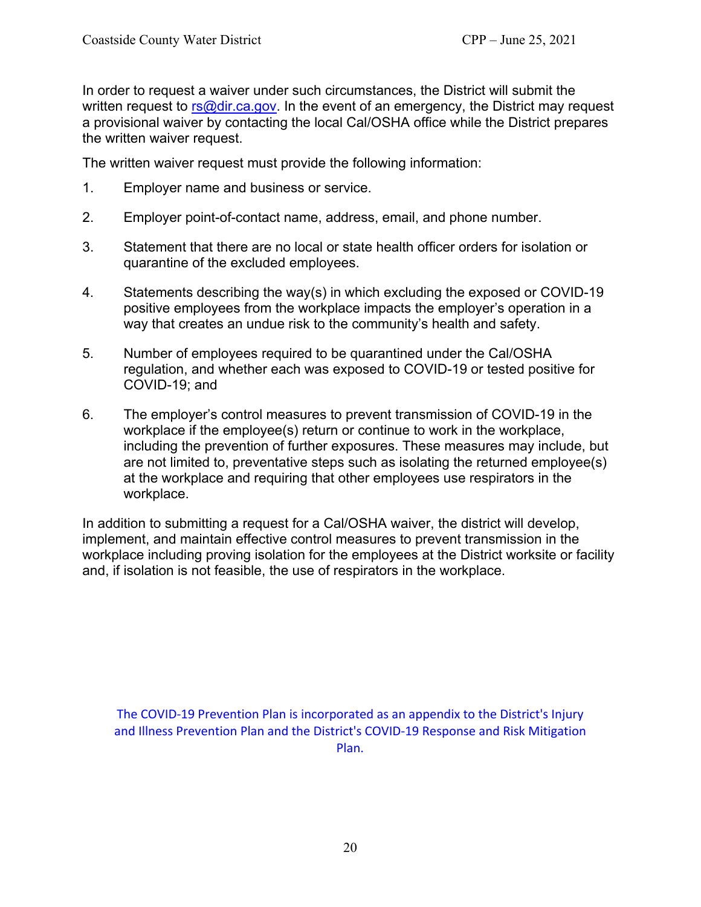In order to request a waiver under such circumstances, the District will submit the written request to rs@dir.ca.gov. In the event of an emergency, the District may request a provisional waiver by contacting the local Cal/OSHA office while the District prepares the written waiver request.

The written waiver request must provide the following information:

1. Employer name and business or service.
2. Employer point-of-contact name, address, email, and phone number.
3. Statement that there are no local or state health officer orders for isolation or quarantine of the excluded employees.
4. Statements describing the way(s) in which excluding the exposed or COVID-19 positive employees from the workplace impacts the employer's operation in a way that creates an undue risk to the community's health and safety.
5. Number of employees required to be quarantined under the Cal/OSHA regulation, and whether each was exposed to COVID-19 or tested positive for COVID-19; and
6. The employer's control measures to prevent transmission of COVID-19 in the workplace if the employee(s) return or continue to work in the workplace, including the prevention of further exposures. These measures may include, but are not limited to, preventative steps such as isolating the returned employee(s) at the workplace and requiring that other employees use respirators in the workplace.

In addition to submitting a request for a Cal/OSHA waiver, the district will develop, implement, and maintain effective control measures to prevent transmission in the workplace including proving isolation for the employees at the District worksite or facility and, if isolation is not feasible, the use of respirators in the workplace.

The COVID-19 Prevention Plan is incorporated as an appendix to the District's Injury and Illness Prevention Plan and the District's COVID-19 Response and Risk Mitigation Plan.